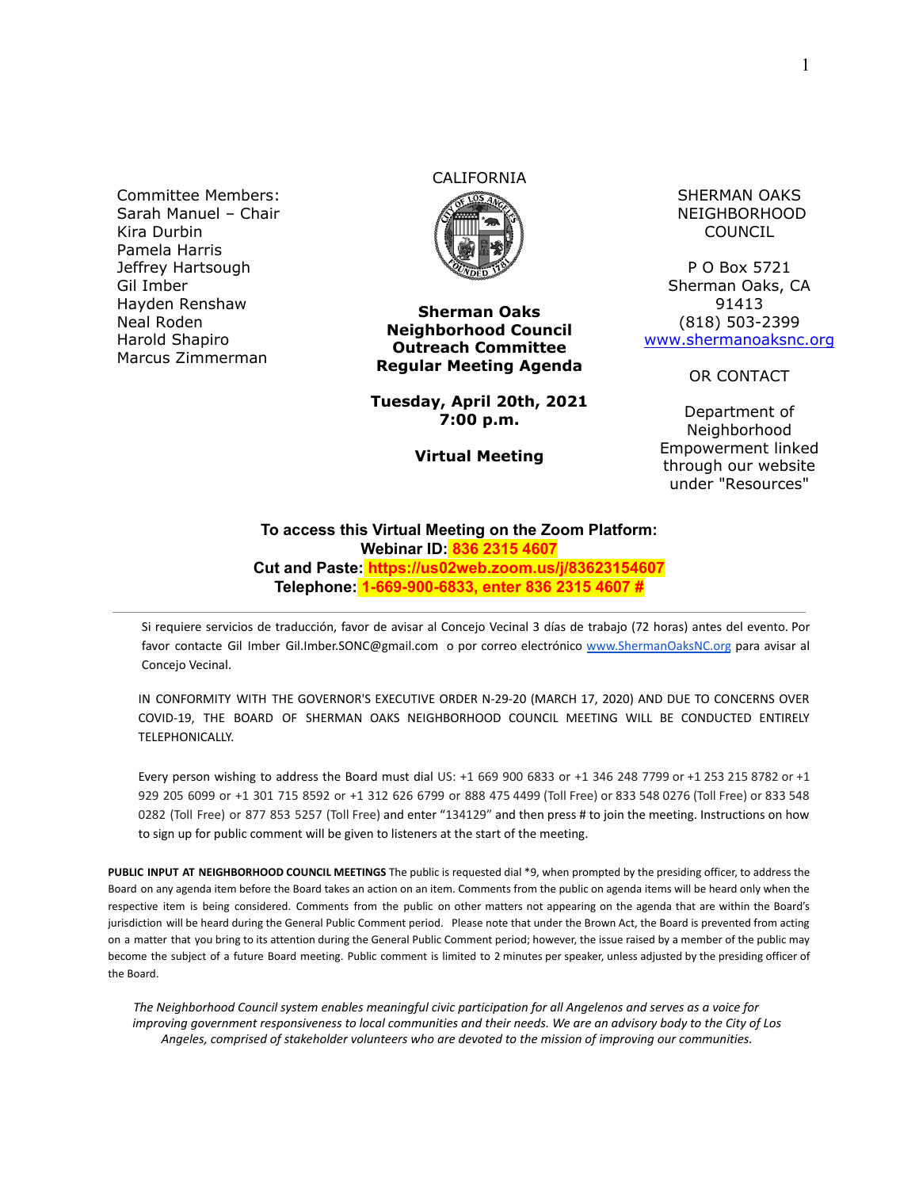Committee Members:
Sarah Manuel – Chair
Kira Durbin
Pamela Harris
Jeffrey Hartsough
Gil Imber
Hayden Renshaw
Neal Roden
Harold Shapiro
Marcus Zimmerman

CALIFORNIA

**Sherman Oaks Neighborhood Council Outreach Committee Regular Meeting Agenda**

**Tuesday, April 20th, 2021**
**7:00 p.m.**

**Virtual Meeting**

SHERMAN OAKS NEIGHBORHOOD COUNCIL

P O Box 5721
Sherman Oaks, CA 91413
(818) 503-2399
www.shermanoaksnc.org

OR CONTACT

Department of Neighborhood Empowerment linked through our website under "Resources"

**To access this Virtual Meeting on the Zoom Platform:**
**Webinar ID: 836 2315 4607**
**Cut and Paste: https://us02web.zoom.us/j/83623154607**
**Telephone: 1-669-900-6833, enter 836 2315 4607 #**

---

Si requiere servicios de traducción, favor de avisar al Concejo Vecinal 3 días de trabajo (72 horas) antes del evento. Por favor contacte Gil Imber Gil.Imber.SONC@gmail.com o por correo electrónico www.ShermanOaksNC.org para avisar al Concejo Vecinal.

IN CONFORMITY WITH THE GOVERNOR'S EXECUTIVE ORDER N-29-20 (MARCH 17, 2020) AND DUE TO CONCERNS OVER COVID-19, THE BOARD OF SHERMAN OAKS NEIGHBORHOOD COUNCIL MEETING WILL BE CONDUCTED ENTIRELY TELEPHONICALLY.

Every person wishing to address the Board must dial US: +1 669 900 6833 or +1 346 248 7799 or +1 253 215 8782 or +1 929 205 6099 or +1 301 715 8592 or +1 312 626 6799 or 888 475 4499 (Toll Free) or 833 548 0276 (Toll Free) or 833 548 0282 (Toll Free) or 877 853 5257 (Toll Free) and enter "134129" and then press # to join the meeting. Instructions on how to sign up for public comment will be given to listeners at the start of the meeting.

**PUBLIC INPUT AT NEIGHBORHOOD COUNCIL MEETINGS** The public is requested dial *9, when prompted by the presiding officer, to address the Board on any agenda item before the Board takes an action on an item. Comments from the public on agenda items will be heard only when the respective item is being considered. Comments from the public on other matters not appearing on the agenda that are within the Board's jurisdiction will be heard during the General Public Comment period. Please note that under the Brown Act, the Board is prevented from acting on a matter that you bring to its attention during the General Public Comment period; however, the issue raised by a member of the public may become the subject of a future Board meeting. Public comment is limited to 2 minutes per speaker, unless adjusted by the presiding officer of the Board.

*The Neighborhood Council system enables meaningful civic participation for all Angelenos and serves as a voice for improving government responsiveness to local communities and their needs. We are an advisory body to the City of Los Angeles, comprised of stakeholder volunteers who are devoted to the mission of improving our communities.*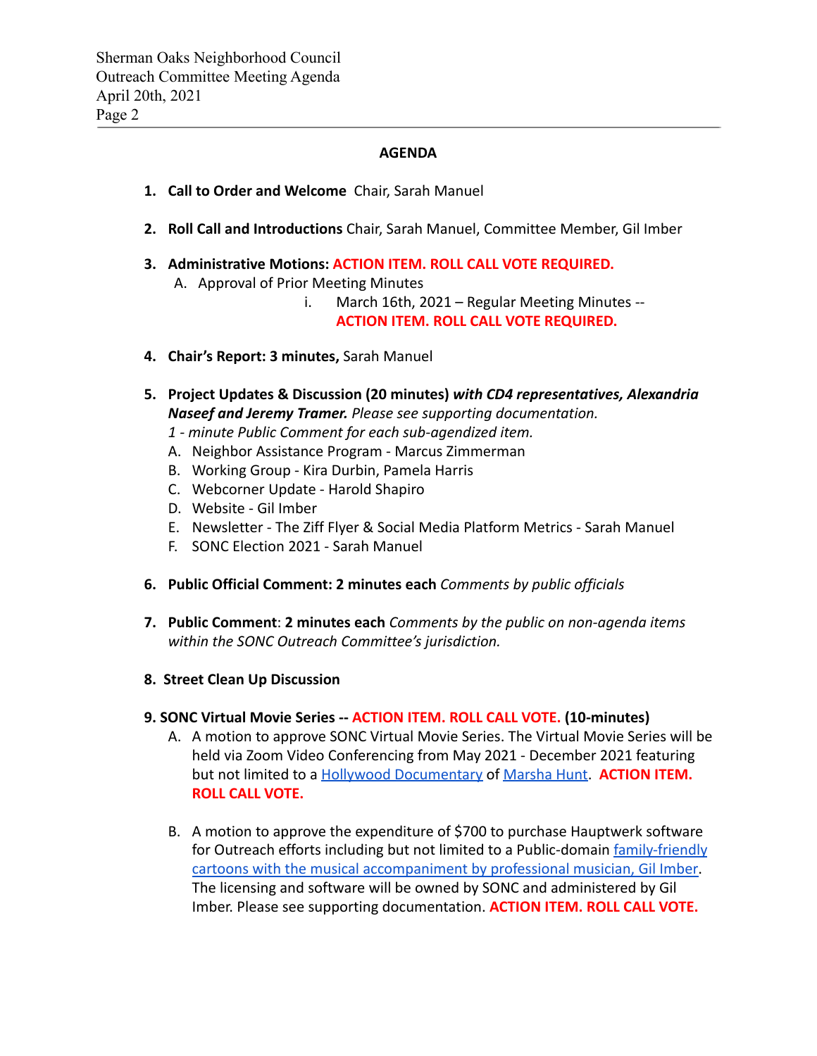## AGENDA

1. **Call to Order and Welcome** Chair, Sarah Manuel

2. **Roll Call and Introductions** Chair, Sarah Manuel, Committee Member, Gil Imber

3. **Administrative Motions: ACTION ITEM. ROLL CALL VOTE REQUIRED.**
   A. Approval of Prior Meeting Minutes
      i. March 16th, 2021 – Regular Meeting Minutes -- **ACTION ITEM. ROLL CALL VOTE REQUIRED.**

4. **Chair's Report: 3 minutes,** Sarah Manuel

5. **Project Updates & Discussion (20 minutes)** ***with CD4 representatives, Alexandria Naseef and Jeremy Tramer.*** *Please see supporting documentation.*
   *1 - minute Public Comment for each sub-agendized item.*
   A. Neighbor Assistance Program - Marcus Zimmerman
   B. Working Group - Kira Durbin, Pamela Harris
   C. Webcorner Update - Harold Shapiro
   D. Website - Gil Imber
   E. Newsletter - The Ziff Flyer & Social Media Platform Metrics - Sarah Manuel
   F. SONC Election 2021 - Sarah Manuel

6. **Public Official Comment: 2 minutes each** *Comments by public officials*

7. **Public Comment**: **2 minutes each** *Comments by the public on non-agenda items within the SONC Outreach Committee's jurisdiction.*

8. **Street Clean Up Discussion**

9. **SONC Virtual Movie Series -- ACTION ITEM. ROLL CALL VOTE. (10-minutes)**
   A. A motion to approve SONC Virtual Movie Series. The Virtual Movie Series will be held via Zoom Video Conferencing from May 2021 - December 2021 featuring but not limited to a Hollywood Documentary of Marsha Hunt. **ACTION ITEM. ROLL CALL VOTE.**

   B. A motion to approve the expenditure of $700 to purchase Hauptwerk software for Outreach efforts including but not limited to a Public-domain family-friendly cartoons with the musical accompaniment by professional musician, Gil Imber. The licensing and software will be owned by SONC and administered by Gil Imber. Please see supporting documentation. **ACTION ITEM. ROLL CALL VOTE.**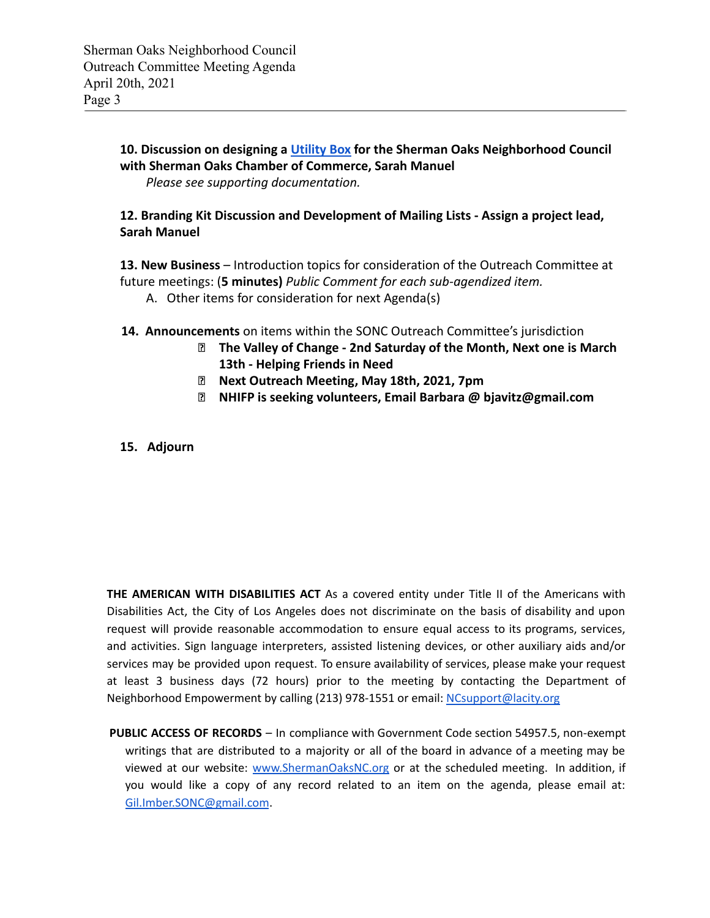**10. Discussion on designing a Utility Box for the Sherman Oaks Neighborhood Council with Sherman Oaks Chamber of Commerce, Sarah Manuel**

*Please see supporting documentation.*

**12. Branding Kit Discussion and Development of Mailing Lists - Assign a project lead, Sarah Manuel**

**13. New Business** – Introduction topics for consideration of the Outreach Committee at future meetings: (**5 minutes)** *Public Comment for each sub-agendized item.*

A. Other items for consideration for next Agenda(s)

**14. Announcements** on items within the SONC Outreach Committee's jurisdiction

- **The Valley of Change - 2nd Saturday of the Month, Next one is March 13th - Helping Friends in Need**
- **Next Outreach Meeting, May 18th, 2021, 7pm**
- **NHIFP is seeking volunteers, Email Barbara @ bjavitz@gmail.com**

**15. Adjourn**

**THE AMERICAN WITH DISABILITIES ACT** As a covered entity under Title II of the Americans with Disabilities Act, the City of Los Angeles does not discriminate on the basis of disability and upon request will provide reasonable accommodation to ensure equal access to its programs, services, and activities. Sign language interpreters, assisted listening devices, or other auxiliary aids and/or services may be provided upon request. To ensure availability of services, please make your request at least 3 business days (72 hours) prior to the meeting by contacting the Department of Neighborhood Empowerment by calling (213) 978-1551 or email: NCsupport@lacity.org

**PUBLIC ACCESS OF RECORDS** – In compliance with Government Code section 54957.5, non-exempt writings that are distributed to a majority or all of the board in advance of a meeting may be viewed at our website: www.ShermanOaksNC.org or at the scheduled meeting. In addition, if you would like a copy of any record related to an item on the agenda, please email at: Gil.Imber.SONC@gmail.com.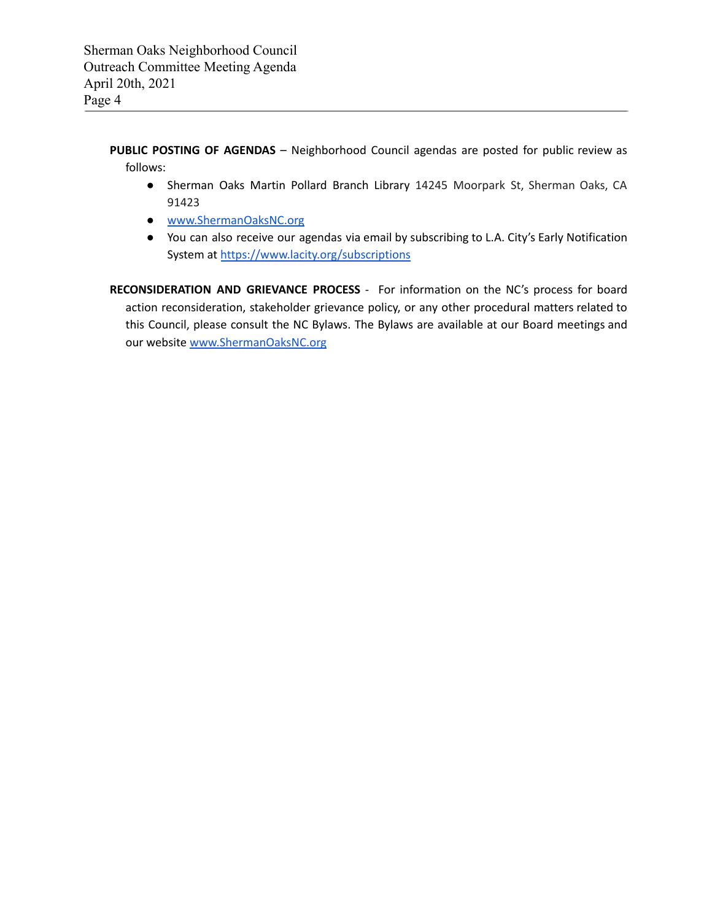**PUBLIC POSTING OF AGENDAS** – Neighborhood Council agendas are posted for public review as follows:

- Sherman Oaks Martin Pollard Branch Library 14245 Moorpark St, Sherman Oaks, CA 91423
- www.ShermanOaksNC.org
- You can also receive our agendas via email by subscribing to L.A. City's Early Notification System at https://www.lacity.org/subscriptions

**RECONSIDERATION AND GRIEVANCE PROCESS** - For information on the NC's process for board action reconsideration, stakeholder grievance policy, or any other procedural matters related to this Council, please consult the NC Bylaws. The Bylaws are available at our Board meetings and our website www.ShermanOaksNC.org